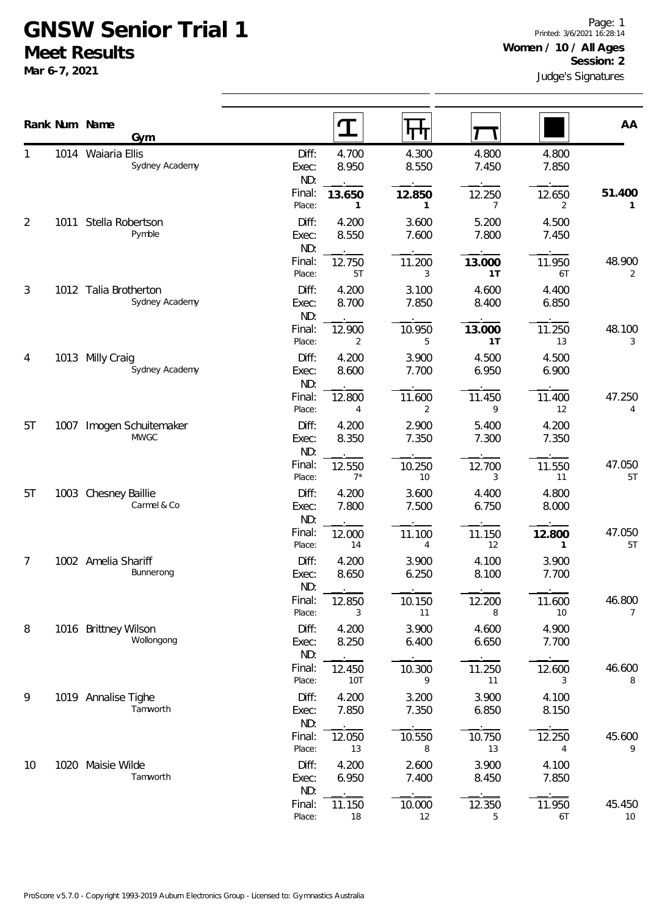# GNSW Senior Trial 1

## Meet Results

**Mar 6-7, 2021**

Printed: 3/6/2021 16:28:14

**Women / 10 / All Ages**

**Session: 2**

Judge's Signatures

| Rank | Num | Name / Gym | | Vault | Bars | Beam | Floor | AA |
|---|---|---|---|---|---|---|---|---|
| 1 | 1014 | Waiaria Ellis<br>Sydney Academy | Diff:<br>Exec:<br>ND:<br>Final:<br>Place: | 4.700<br>8.950<br>.<br>**13.650**<br>**1** | 4.300<br>8.550<br>.<br>**12.850**<br>**1** | 4.800<br>7.450<br>.<br>12.250<br>7 | 4.800<br>7.850<br>.<br>12.650<br>2 | **51.400**<br>**1** |
| 2 | 1011 | Stella Robertson<br>Pymble | Diff:<br>Exec:<br>ND:<br>Final:<br>Place: | 4.200<br>8.550<br>.<br>12.750<br>5T | 3.600<br>7.600<br>.<br>11.200<br>3 | 5.200<br>7.800<br>.<br>**13.000**<br>**1T** | 4.500<br>7.450<br>.<br>11.950<br>6T | 48.900<br>2 |
| 3 | 1012 | Talia Brotherton<br>Sydney Academy | Diff:<br>Exec:<br>ND:<br>Final:<br>Place: | 4.200<br>8.700<br>.<br>12.900<br>2 | 3.100<br>7.850<br>.<br>10.950<br>5 | 4.600<br>8.400<br>.<br>**13.000**<br>**1T** | 4.400<br>6.850<br>.<br>11.250<br>13 | 48.100<br>3 |
| 4 | 1013 | Milly Craig<br>Sydney Academy | Diff:<br>Exec:<br>ND:<br>Final:<br>Place: | 4.200<br>8.600<br>.<br>12.800<br>4 | 3.900<br>7.700<br>.<br>11.600<br>2 | 4.500<br>6.950<br>.<br>11.450<br>9 | 4.500<br>6.900<br>.<br>11.400<br>12 | 47.250<br>4 |
| 5T | 1007 | Imogen Schuitemaker<br>MWGC | Diff:<br>Exec:<br>ND:<br>Final:<br>Place: | 4.200<br>8.350<br>.<br>12.550<br>7* | 2.900<br>7.350<br>.<br>10.250<br>10 | 5.400<br>7.300<br>.<br>12.700<br>3 | 4.200<br>7.350<br>.<br>11.550<br>11 | 47.050<br>5T |
| 5T | 1003 | Chesney Baillie<br>Carmel & Co | Diff:<br>Exec:<br>ND:<br>Final:<br>Place: | 4.200<br>7.800<br>.<br>12.000<br>14 | 3.600<br>7.500<br>.<br>11.100<br>4 | 4.400<br>6.750<br>.<br>11.150<br>12 | 4.800<br>8.000<br>.<br>**12.800**<br>**1** | 47.050<br>5T |
| 7 | 1002 | Amelia Shariff<br>Bunnerong | Diff:<br>Exec:<br>ND:<br>Final:<br>Place: | 4.200<br>8.650<br>.<br>12.850<br>3 | 3.900<br>6.250<br>.<br>10.150<br>11 | 4.100<br>8.100<br>.<br>12.200<br>8 | 3.900<br>7.700<br>.<br>11.600<br>10 | 46.800<br>7 |
| 8 | 1016 | Brittney Wilson<br>Wollongong | Diff:<br>Exec:<br>ND:<br>Final:<br>Place: | 4.200<br>8.250<br>.<br>12.450<br>10T | 3.900<br>6.400<br>.<br>10.300<br>9 | 4.600<br>6.650<br>.<br>11.250<br>11 | 4.900<br>7.700<br>.<br>12.600<br>3 | 46.600<br>8 |
| 9 | 1019 | Annalise Tighe<br>Tamworth | Diff:<br>Exec:<br>ND:<br>Final:<br>Place: | 4.200<br>7.850<br>.<br>12.050<br>13 | 3.200<br>7.350<br>.<br>10.550<br>8 | 3.900<br>6.850<br>.<br>10.750<br>13 | 4.100<br>8.150<br>.<br>12.250<br>4 | 45.600<br>9 |
| 10 | 1020 | Maisie Wilde<br>Tamworth | Diff:<br>Exec:<br>ND:<br>Final:<br>Place: | 4.200<br>6.950<br>.<br>11.150<br>18 | 2.600<br>7.400<br>.<br>10.000<br>12 | 3.900<br>8.450<br>.<br>12.350<br>5 | 4.100<br>7.850<br>.<br>11.950<br>6T | 45.450<br>10 |

ProScore v5.7.0 - Copyright 1993-2019 Auburn Electronics Group - Licensed to: Gymnastics Australia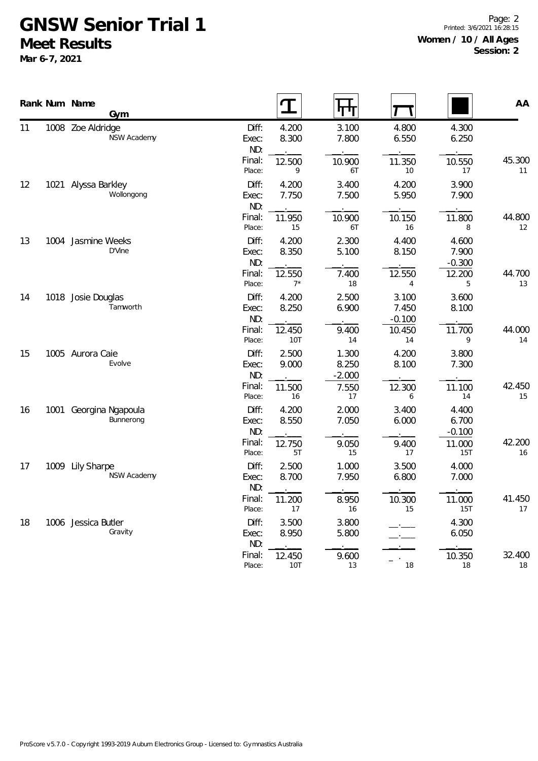# GNSW Senior Trial 1

## Meet Results

**Mar 6-7, 2021**

**Women / 10 / All Ages**
**Session: 2**

| Rank | Num | Name / Gym | | Vault | Bars | Beam | Floor | AA |
|---|---|---|---|---|---|---|---|---|
| 11 | 1008 | Zoe Aldridge | Diff: | 4.200 | 3.100 | 4.800 | 4.300 | |
| | | NSW Academy | Exec: | 8.300 | 7.800 | 6.550 | 6.250 | |
| | | | ND: | | | | | |
| | | | Final: | 12.500 | 10.900 | 11.350 | 10.550 | 45.300 |
| | | | Place: | 9 | 6T | 10 | 17 | 11 |
| 12 | 1021 | Alyssa Barkley | Diff: | 4.200 | 3.400 | 4.200 | 3.900 | |
| | | Wollongong | Exec: | 7.750 | 7.500 | 5.950 | 7.900 | |
| | | | ND: | | | | | |
| | | | Final: | 11.950 | 10.900 | 10.150 | 11.800 | 44.800 |
| | | | Place: | 15 | 6T | 16 | 8 | 12 |
| 13 | 1004 | Jasmine Weeks | Diff: | 4.200 | 2.300 | 4.400 | 4.600 | |
| | | D'Vine | Exec: | 8.350 | 5.100 | 8.150 | 7.900 | |
| | | | ND: | | | | -0.300 | |
| | | | Final: | 12.550 | 7.400 | 12.550 | 12.200 | 44.700 |
| | | | Place: | 7* | 18 | 4 | 5 | 13 |
| 14 | 1018 | Josie Douglas | Diff: | 4.200 | 2.500 | 3.100 | 3.600 | |
| | | Tamworth | Exec: | 8.250 | 6.900 | 7.450 | 8.100 | |
| | | | ND: | | | -0.100 | | |
| | | | Final: | 12.450 | 9.400 | 10.450 | 11.700 | 44.000 |
| | | | Place: | 10T | 14 | 14 | 9 | 14 |
| 15 | 1005 | Aurora Caie | Diff: | 2.500 | 1.300 | 4.200 | 3.800 | |
| | | Evolve | Exec: | 9.000 | 8.250 | 8.100 | 7.300 | |
| | | | ND: | | -2.000 | | | |
| | | | Final: | 11.500 | 7.550 | 12.300 | 11.100 | 42.450 |
| | | | Place: | 16 | 17 | 6 | 14 | 15 |
| 16 | 1001 | Georgina Ngapoula | Diff: | 4.200 | 2.000 | 3.400 | 4.400 | |
| | | Bunnerong | Exec: | 8.550 | 7.050 | 6.000 | 6.700 | |
| | | | ND: | | | | -0.100 | |
| | | | Final: | 12.750 | 9.050 | 9.400 | 11.000 | 42.200 |
| | | | Place: | 5T | 15 | 17 | 15T | 16 |
| 17 | 1009 | Lily Sharpe | Diff: | 2.500 | 1.000 | 3.500 | 4.000 | |
| | | NSW Academy | Exec: | 8.700 | 7.950 | 6.800 | 7.000 | |
| | | | ND: | | | | | |
| | | | Final: | 11.200 | 8.950 | 10.300 | 11.000 | 41.450 |
| | | | Place: | 17 | 16 | 15 | 15T | 17 |
| 18 | 1006 | Jessica Butler | Diff: | 3.500 | 3.800 | | 4.300 | |
| | | Gravity | Exec: | 8.950 | 5.800 | | 6.050 | |
| | | | ND: | | | | | |
| | | | Final: | 12.450 | 9.600 | | 10.350 | 32.400 |
| | | | Place: | 10T | 13 | 18 | 18 | 18 |

ProScore v5.7.0 - Copyright 1993-2019 Auburn Electronics Group - Licensed to: Gymnastics Australia